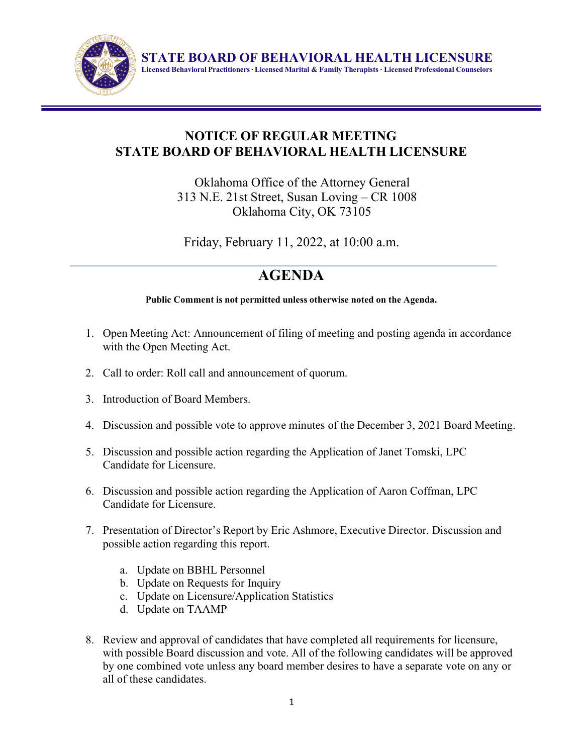**STATE BOARD OF BEHAVIORAL HEALTH LICENSURE**
**Licensed Behavioral Practitioners · Licensed Marital & Family Therapists · Licensed Professional Counselors**

# NOTICE OF REGULAR MEETING
# STATE BOARD OF BEHAVIORAL HEALTH LICENSURE

Oklahoma Office of the Attorney General
313 N.E. 21st Street, Susan Loving – CR 1008
Oklahoma City, OK 73105

Friday, February 11, 2022, at 10:00 a.m.

## AGENDA

**Public Comment is not permitted unless otherwise noted on the Agenda.**

1. Open Meeting Act: Announcement of filing of meeting and posting agenda in accordance with the Open Meeting Act.

2. Call to order: Roll call and announcement of quorum.

3. Introduction of Board Members.

4. Discussion and possible vote to approve minutes of the December 3, 2021 Board Meeting.

5. Discussion and possible action regarding the Application of Janet Tomski, LPC Candidate for Licensure.

6. Discussion and possible action regarding the Application of Aaron Coffman, LPC Candidate for Licensure.

7. Presentation of Director's Report by Eric Ashmore, Executive Director. Discussion and possible action regarding this report.

    a. Update on BBHL Personnel
    b. Update on Requests for Inquiry
    c. Update on Licensure/Application Statistics
    d. Update on TAAMP

8. Review and approval of candidates that have completed all requirements for licensure, with possible Board discussion and vote. All of the following candidates will be approved by one combined vote unless any board member desires to have a separate vote on any or all of these candidates.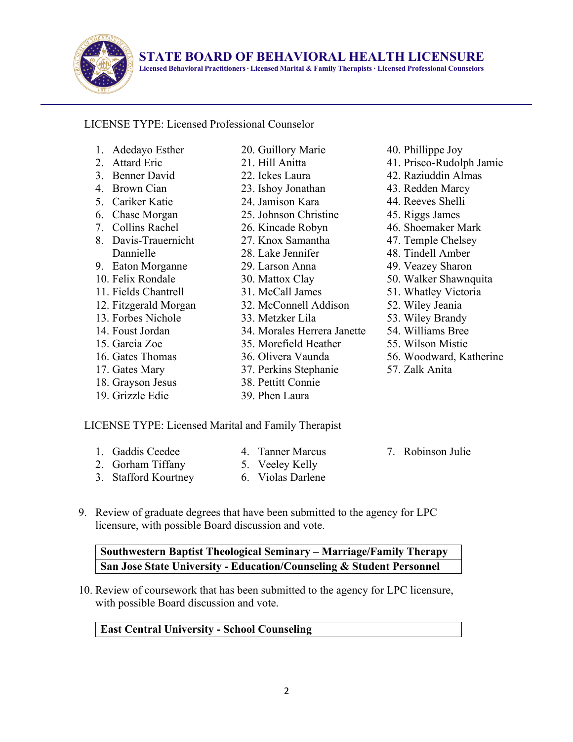# STATE BOARD OF BEHAVIORAL HEALTH LICENSURE

**Licensed Behavioral Practitioners · Licensed Marital & Family Therapists · Licensed Professional Counselors**

LICENSE TYPE: Licensed Professional Counselor

1. Adedayo Esther
2. Attard Eric
3. Benner David
4. Brown Cian
5. Cariker Katie
6. Chase Morgan
7. Collins Rachel
8. Davis-Trauernicht Dannielle
9. Eaton Morganne
10. Felix Rondale
11. Fields Chantrell
12. Fitzgerald Morgan
13. Forbes Nichole
14. Foust Jordan
15. Garcia Zoe
16. Gates Thomas
17. Gates Mary
18. Grayson Jesus
19. Grizzle Edie
20. Guillory Marie
21. Hill Anitta
22. Ickes Laura
23. Ishoy Jonathan
24. Jamison Kara
25. Johnson Christine
26. Kincade Robyn
27. Knox Samantha
28. Lake Jennifer
29. Larson Anna
30. Mattox Clay
31. McCall James
32. McConnell Addison
33. Metzker Lila
34. Morales Herrera Janette
35. Morefield Heather
36. Olivera Vaunda
37. Perkins Stephanie
38. Pettitt Connie
39. Phen Laura
40. Phillippe Joy
41. Prisco-Rudolph Jamie
42. Raziuddin Almas
43. Redden Marcy
44. Reeves Shelli
45. Riggs James
46. Shoemaker Mark
47. Temple Chelsey
48. Tindell Amber
49. Veazey Sharon
50. Walker Shawnquita
51. Whatley Victoria
52. Wiley Jeania
53. Wiley Brandy
54. Williams Bree
55. Wilson Mistie
56. Woodward, Katherine
57. Zalk Anita

LICENSE TYPE: Licensed Marital and Family Therapist

1. Gaddis Ceedee
2. Gorham Tiffany
3. Stafford Kourtney
4. Tanner Marcus
5. Veeley Kelly
6. Violas Darlene
7. Robinson Julie

9. Review of graduate degrees that have been submitted to the agency for LPC licensure, with possible Board discussion and vote.

| **Southwestern Baptist Theological Seminary – Marriage/Family Therapy** |
|---|
| **San Jose State University - Education/Counseling & Student Personnel** |

10. Review of coursework that has been submitted to the agency for LPC licensure, with possible Board discussion and vote.

| **East Central University - School Counseling** |
|---|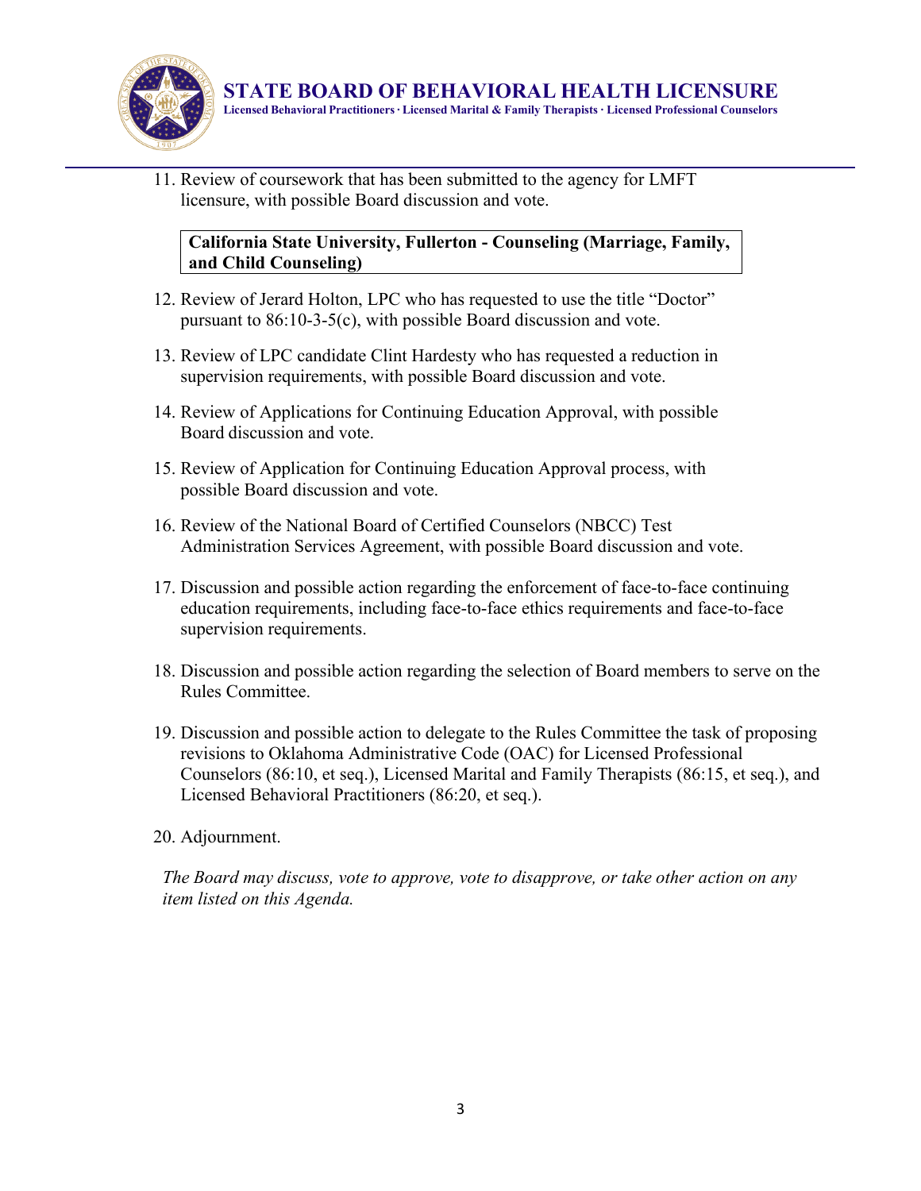11. Review of coursework that has been submitted to the agency for LMFT licensure, with possible Board discussion and vote.

    **California State University, Fullerton - Counseling (Marriage, Family, and Child Counseling)**

12. Review of Jerard Holton, LPC who has requested to use the title "Doctor" pursuant to 86:10-3-5(c), with possible Board discussion and vote.

13. Review of LPC candidate Clint Hardesty who has requested a reduction in supervision requirements, with possible Board discussion and vote.

14. Review of Applications for Continuing Education Approval, with possible Board discussion and vote.

15. Review of Application for Continuing Education Approval process, with possible Board discussion and vote.

16. Review of the National Board of Certified Counselors (NBCC) Test Administration Services Agreement, with possible Board discussion and vote.

17. Discussion and possible action regarding the enforcement of face-to-face continuing education requirements, including face-to-face ethics requirements and face-to-face supervision requirements.

18. Discussion and possible action regarding the selection of Board members to serve on the Rules Committee.

19. Discussion and possible action to delegate to the Rules Committee the task of proposing revisions to Oklahoma Administrative Code (OAC) for Licensed Professional Counselors (86:10, et seq.), Licensed Marital and Family Therapists (86:15, et seq.), and Licensed Behavioral Practitioners (86:20, et seq.).

20. Adjournment.

*The Board may discuss, vote to approve, vote to disapprove, or take other action on any item listed on this Agenda.*